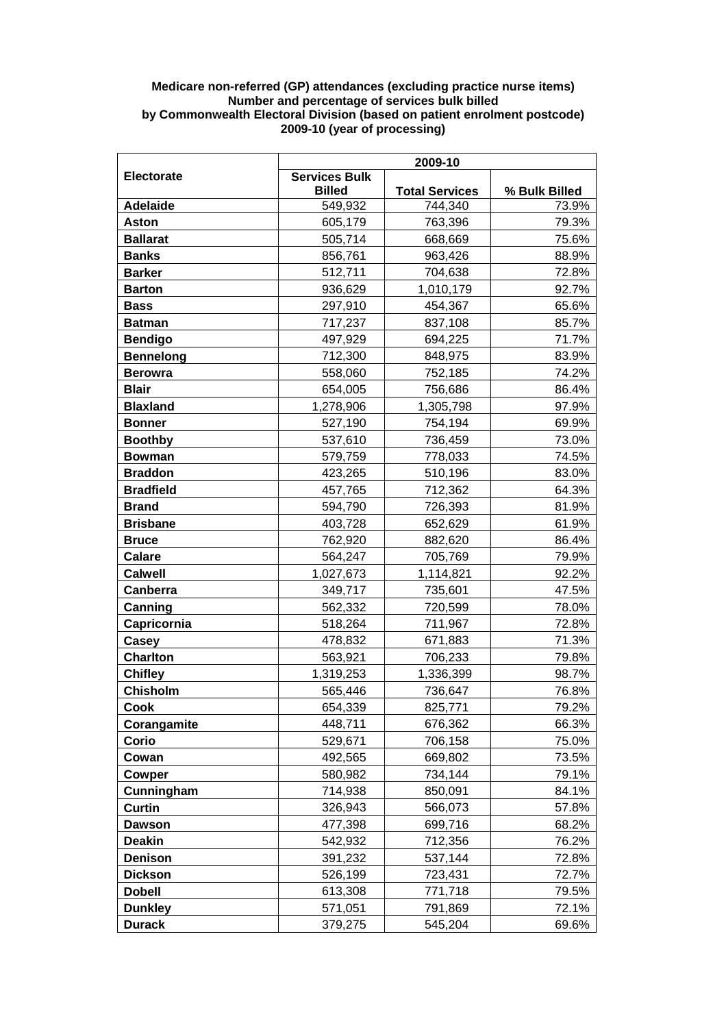**Medicare non-referred (GP) attendances (excluding practice nurse items)**
**Number and percentage of services bulk billed**
**by Commonwealth Electoral Division (based on patient enrolment postcode)**
**2009-10 (year of processing)**

| Electorate | 2009-10 | | |
|---|---|---|---|
| | Services Bulk Billed | Total Services | % Bulk Billed |
| **Adelaide** | 549,932 | 744,340 | 73.9% |
| **Aston** | 605,179 | 763,396 | 79.3% |
| **Ballarat** | 505,714 | 668,669 | 75.6% |
| **Banks** | 856,761 | 963,426 | 88.9% |
| **Barker** | 512,711 | 704,638 | 72.8% |
| **Barton** | 936,629 | 1,010,179 | 92.7% |
| **Bass** | 297,910 | 454,367 | 65.6% |
| **Batman** | 717,237 | 837,108 | 85.7% |
| **Bendigo** | 497,929 | 694,225 | 71.7% |
| **Bennelong** | 712,300 | 848,975 | 83.9% |
| **Berowra** | 558,060 | 752,185 | 74.2% |
| **Blair** | 654,005 | 756,686 | 86.4% |
| **Blaxland** | 1,278,906 | 1,305,798 | 97.9% |
| **Bonner** | 527,190 | 754,194 | 69.9% |
| **Boothby** | 537,610 | 736,459 | 73.0% |
| **Bowman** | 579,759 | 778,033 | 74.5% |
| **Braddon** | 423,265 | 510,196 | 83.0% |
| **Bradfield** | 457,765 | 712,362 | 64.3% |
| **Brand** | 594,790 | 726,393 | 81.9% |
| **Brisbane** | 403,728 | 652,629 | 61.9% |
| **Bruce** | 762,920 | 882,620 | 86.4% |
| **Calare** | 564,247 | 705,769 | 79.9% |
| **Calwell** | 1,027,673 | 1,114,821 | 92.2% |
| **Canberra** | 349,717 | 735,601 | 47.5% |
| **Canning** | 562,332 | 720,599 | 78.0% |
| **Capricornia** | 518,264 | 711,967 | 72.8% |
| **Casey** | 478,832 | 671,883 | 71.3% |
| **Charlton** | 563,921 | 706,233 | 79.8% |
| **Chifley** | 1,319,253 | 1,336,399 | 98.7% |
| **Chisholm** | 565,446 | 736,647 | 76.8% |
| **Cook** | 654,339 | 825,771 | 79.2% |
| **Corangamite** | 448,711 | 676,362 | 66.3% |
| **Corio** | 529,671 | 706,158 | 75.0% |
| **Cowan** | 492,565 | 669,802 | 73.5% |
| **Cowper** | 580,982 | 734,144 | 79.1% |
| **Cunningham** | 714,938 | 850,091 | 84.1% |
| **Curtin** | 326,943 | 566,073 | 57.8% |
| **Dawson** | 477,398 | 699,716 | 68.2% |
| **Deakin** | 542,932 | 712,356 | 76.2% |
| **Denison** | 391,232 | 537,144 | 72.8% |
| **Dickson** | 526,199 | 723,431 | 72.7% |
| **Dobell** | 613,308 | 771,718 | 79.5% |
| **Dunkley** | 571,051 | 791,869 | 72.1% |
| **Durack** | 379,275 | 545,204 | 69.6% |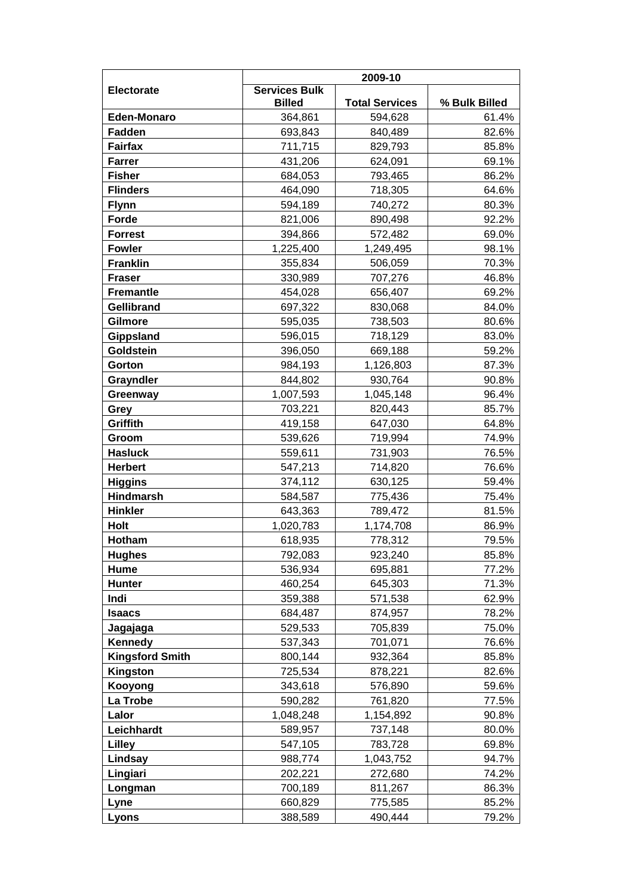| Electorate | 2009-10 | | |
|---|---|---|---|
| | Services Bulk Billed | Total Services | % Bulk Billed |
| **Eden-Monaro** | 364,861 | 594,628 | 61.4% |
| **Fadden** | 693,843 | 840,489 | 82.6% |
| **Fairfax** | 711,715 | 829,793 | 85.8% |
| **Farrer** | 431,206 | 624,091 | 69.1% |
| **Fisher** | 684,053 | 793,465 | 86.2% |
| **Flinders** | 464,090 | 718,305 | 64.6% |
| **Flynn** | 594,189 | 740,272 | 80.3% |
| **Forde** | 821,006 | 890,498 | 92.2% |
| **Forrest** | 394,866 | 572,482 | 69.0% |
| **Fowler** | 1,225,400 | 1,249,495 | 98.1% |
| **Franklin** | 355,834 | 506,059 | 70.3% |
| **Fraser** | 330,989 | 707,276 | 46.8% |
| **Fremantle** | 454,028 | 656,407 | 69.2% |
| **Gellibrand** | 697,322 | 830,068 | 84.0% |
| **Gilmore** | 595,035 | 738,503 | 80.6% |
| **Gippsland** | 596,015 | 718,129 | 83.0% |
| **Goldstein** | 396,050 | 669,188 | 59.2% |
| **Gorton** | 984,193 | 1,126,803 | 87.3% |
| **Grayndler** | 844,802 | 930,764 | 90.8% |
| **Greenway** | 1,007,593 | 1,045,148 | 96.4% |
| **Grey** | 703,221 | 820,443 | 85.7% |
| **Griffith** | 419,158 | 647,030 | 64.8% |
| **Groom** | 539,626 | 719,994 | 74.9% |
| **Hasluck** | 559,611 | 731,903 | 76.5% |
| **Herbert** | 547,213 | 714,820 | 76.6% |
| **Higgins** | 374,112 | 630,125 | 59.4% |
| **Hindmarsh** | 584,587 | 775,436 | 75.4% |
| **Hinkler** | 643,363 | 789,472 | 81.5% |
| **Holt** | 1,020,783 | 1,174,708 | 86.9% |
| **Hotham** | 618,935 | 778,312 | 79.5% |
| **Hughes** | 792,083 | 923,240 | 85.8% |
| **Hume** | 536,934 | 695,881 | 77.2% |
| **Hunter** | 460,254 | 645,303 | 71.3% |
| **Indi** | 359,388 | 571,538 | 62.9% |
| **Isaacs** | 684,487 | 874,957 | 78.2% |
| **Jagajaga** | 529,533 | 705,839 | 75.0% |
| **Kennedy** | 537,343 | 701,071 | 76.6% |
| **Kingsford Smith** | 800,144 | 932,364 | 85.8% |
| **Kingston** | 725,534 | 878,221 | 82.6% |
| **Kooyong** | 343,618 | 576,890 | 59.6% |
| **La Trobe** | 590,282 | 761,820 | 77.5% |
| **Lalor** | 1,048,248 | 1,154,892 | 90.8% |
| **Leichhardt** | 589,957 | 737,148 | 80.0% |
| **Lilley** | 547,105 | 783,728 | 69.8% |
| **Lindsay** | 988,774 | 1,043,752 | 94.7% |
| **Lingiari** | 202,221 | 272,680 | 74.2% |
| **Longman** | 700,189 | 811,267 | 86.3% |
| **Lyne** | 660,829 | 775,585 | 85.2% |
| **Lyons** | 388,589 | 490,444 | 79.2% |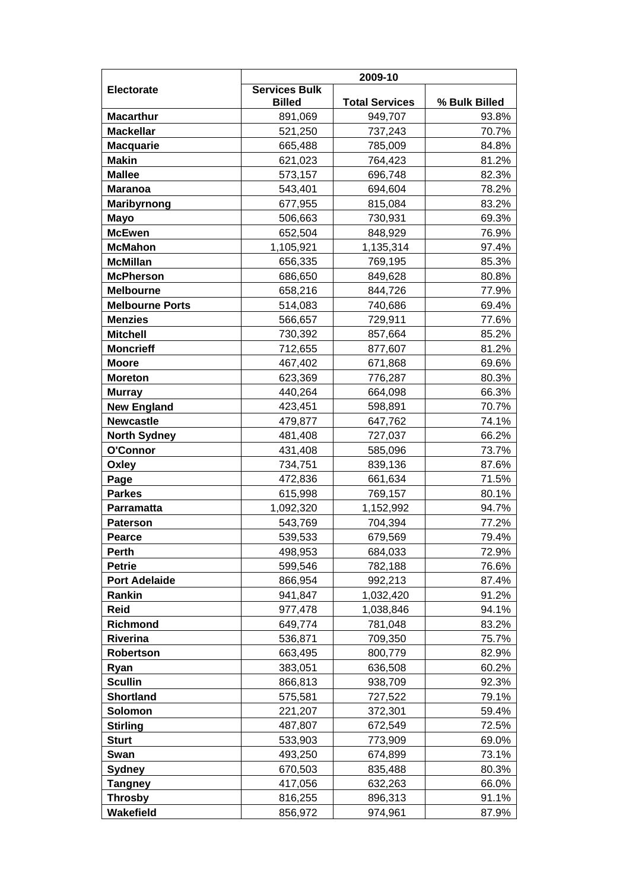| Electorate | 2009-10 | | |
|---|---|---|---|
| | Services Bulk Billed | Total Services | % Bulk Billed |
| **Macarthur** | 891,069 | 949,707 | 93.8% |
| **Mackellar** | 521,250 | 737,243 | 70.7% |
| **Macquarie** | 665,488 | 785,009 | 84.8% |
| **Makin** | 621,023 | 764,423 | 81.2% |
| **Mallee** | 573,157 | 696,748 | 82.3% |
| **Maranoa** | 543,401 | 694,604 | 78.2% |
| **Maribyrnong** | 677,955 | 815,084 | 83.2% |
| **Mayo** | 506,663 | 730,931 | 69.3% |
| **McEwen** | 652,504 | 848,929 | 76.9% |
| **McMahon** | 1,105,921 | 1,135,314 | 97.4% |
| **McMillan** | 656,335 | 769,195 | 85.3% |
| **McPherson** | 686,650 | 849,628 | 80.8% |
| **Melbourne** | 658,216 | 844,726 | 77.9% |
| **Melbourne Ports** | 514,083 | 740,686 | 69.4% |
| **Menzies** | 566,657 | 729,911 | 77.6% |
| **Mitchell** | 730,392 | 857,664 | 85.2% |
| **Moncrieff** | 712,655 | 877,607 | 81.2% |
| **Moore** | 467,402 | 671,868 | 69.6% |
| **Moreton** | 623,369 | 776,287 | 80.3% |
| **Murray** | 440,264 | 664,098 | 66.3% |
| **New England** | 423,451 | 598,891 | 70.7% |
| **Newcastle** | 479,877 | 647,762 | 74.1% |
| **North Sydney** | 481,408 | 727,037 | 66.2% |
| **O'Connor** | 431,408 | 585,096 | 73.7% |
| **Oxley** | 734,751 | 839,136 | 87.6% |
| **Page** | 472,836 | 661,634 | 71.5% |
| **Parkes** | 615,998 | 769,157 | 80.1% |
| **Parramatta** | 1,092,320 | 1,152,992 | 94.7% |
| **Paterson** | 543,769 | 704,394 | 77.2% |
| **Pearce** | 539,533 | 679,569 | 79.4% |
| **Perth** | 498,953 | 684,033 | 72.9% |
| **Petrie** | 599,546 | 782,188 | 76.6% |
| **Port Adelaide** | 866,954 | 992,213 | 87.4% |
| **Rankin** | 941,847 | 1,032,420 | 91.2% |
| **Reid** | 977,478 | 1,038,846 | 94.1% |
| **Richmond** | 649,774 | 781,048 | 83.2% |
| **Riverina** | 536,871 | 709,350 | 75.7% |
| **Robertson** | 663,495 | 800,779 | 82.9% |
| **Ryan** | 383,051 | 636,508 | 60.2% |
| **Scullin** | 866,813 | 938,709 | 92.3% |
| **Shortland** | 575,581 | 727,522 | 79.1% |
| **Solomon** | 221,207 | 372,301 | 59.4% |
| **Stirling** | 487,807 | 672,549 | 72.5% |
| **Sturt** | 533,903 | 773,909 | 69.0% |
| **Swan** | 493,250 | 674,899 | 73.1% |
| **Sydney** | 670,503 | 835,488 | 80.3% |
| **Tangney** | 417,056 | 632,263 | 66.0% |
| **Throsby** | 816,255 | 896,313 | 91.1% |
| **Wakefield** | 856,972 | 974,961 | 87.9% |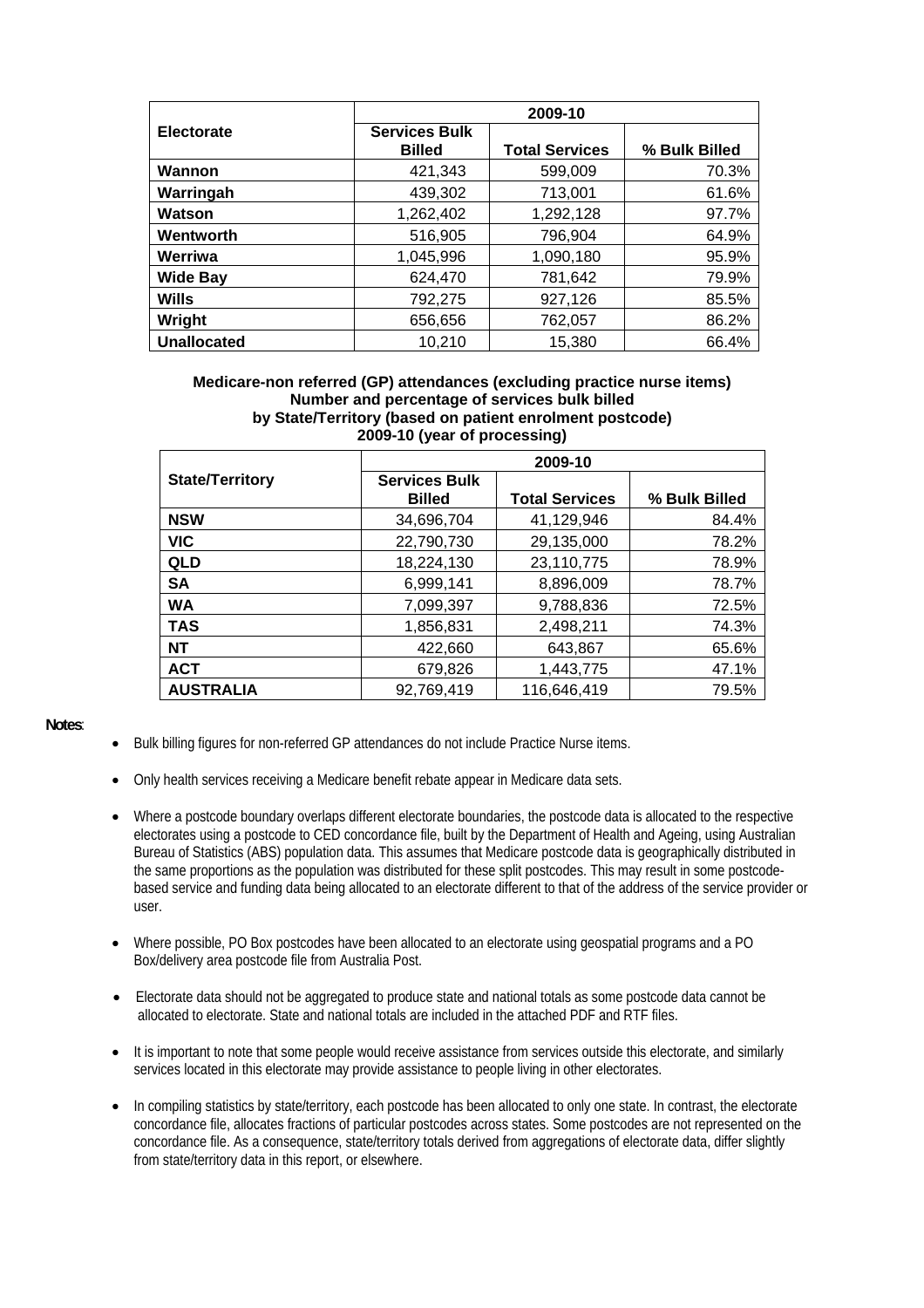| Electorate | 2009-10 | | |
|---|---|---|---|
| | Services Bulk Billed | Total Services | % Bulk Billed |
| **Wannon** | 421,343 | 599,009 | 70.3% |
| **Warringah** | 439,302 | 713,001 | 61.6% |
| **Watson** | 1,262,402 | 1,292,128 | 97.7% |
| **Wentworth** | 516,905 | 796,904 | 64.9% |
| **Werriwa** | 1,045,996 | 1,090,180 | 95.9% |
| **Wide Bay** | 624,470 | 781,642 | 79.9% |
| **Wills** | 792,275 | 927,126 | 85.5% |
| **Wright** | 656,656 | 762,057 | 86.2% |
| **Unallocated** | 10,210 | 15,380 | 66.4% |

**Medicare-non referred (GP) attendances (excluding practice nurse items)**
**Number and percentage of services bulk billed**
**by State/Territory (based on patient enrolment postcode)**
**2009-10 (year of processing)**

| State/Territory | 2009-10 | | |
|---|---|---|---|
| | Services Bulk Billed | Total Services | % Bulk Billed |
| **NSW** | 34,696,704 | 41,129,946 | 84.4% |
| **VIC** | 22,790,730 | 29,135,000 | 78.2% |
| **QLD** | 18,224,130 | 23,110,775 | 78.9% |
| **SA** | 6,999,141 | 8,896,009 | 78.7% |
| **WA** | 7,099,397 | 9,788,836 | 72.5% |
| **TAS** | 1,856,831 | 2,498,211 | 74.3% |
| **NT** | 422,660 | 643,867 | 65.6% |
| **ACT** | 679,826 | 1,443,775 | 47.1% |
| **AUSTRALIA** | 92,769,419 | 116,646,419 | 79.5% |

**Notes**:

- Bulk billing figures for non-referred GP attendances do not include Practice Nurse items.
- Only health services receiving a Medicare benefit rebate appear in Medicare data sets.
- Where a postcode boundary overlaps different electorate boundaries, the postcode data is allocated to the respective electorates using a postcode to CED concordance file, built by the Department of Health and Ageing, using Australian Bureau of Statistics (ABS) population data. This assumes that Medicare postcode data is geographically distributed in the same proportions as the population was distributed for these split postcodes. This may result in some postcode-based service and funding data being allocated to an electorate different to that of the address of the service provider or user.
- Where possible, PO Box postcodes have been allocated to an electorate using geospatial programs and a PO Box/delivery area postcode file from Australia Post.
- Electorate data should not be aggregated to produce state and national totals as some postcode data cannot be allocated to electorate. State and national totals are included in the attached PDF and RTF files.
- It is important to note that some people would receive assistance from services outside this electorate, and similarly services located in this electorate may provide assistance to people living in other electorates.
- In compiling statistics by state/territory, each postcode has been allocated to only one state. In contrast, the electorate concordance file, allocates fractions of particular postcodes across states. Some postcodes are not represented on the concordance file. As a consequence, state/territory totals derived from aggregations of electorate data, differ slightly from state/territory data in this report, or elsewhere.